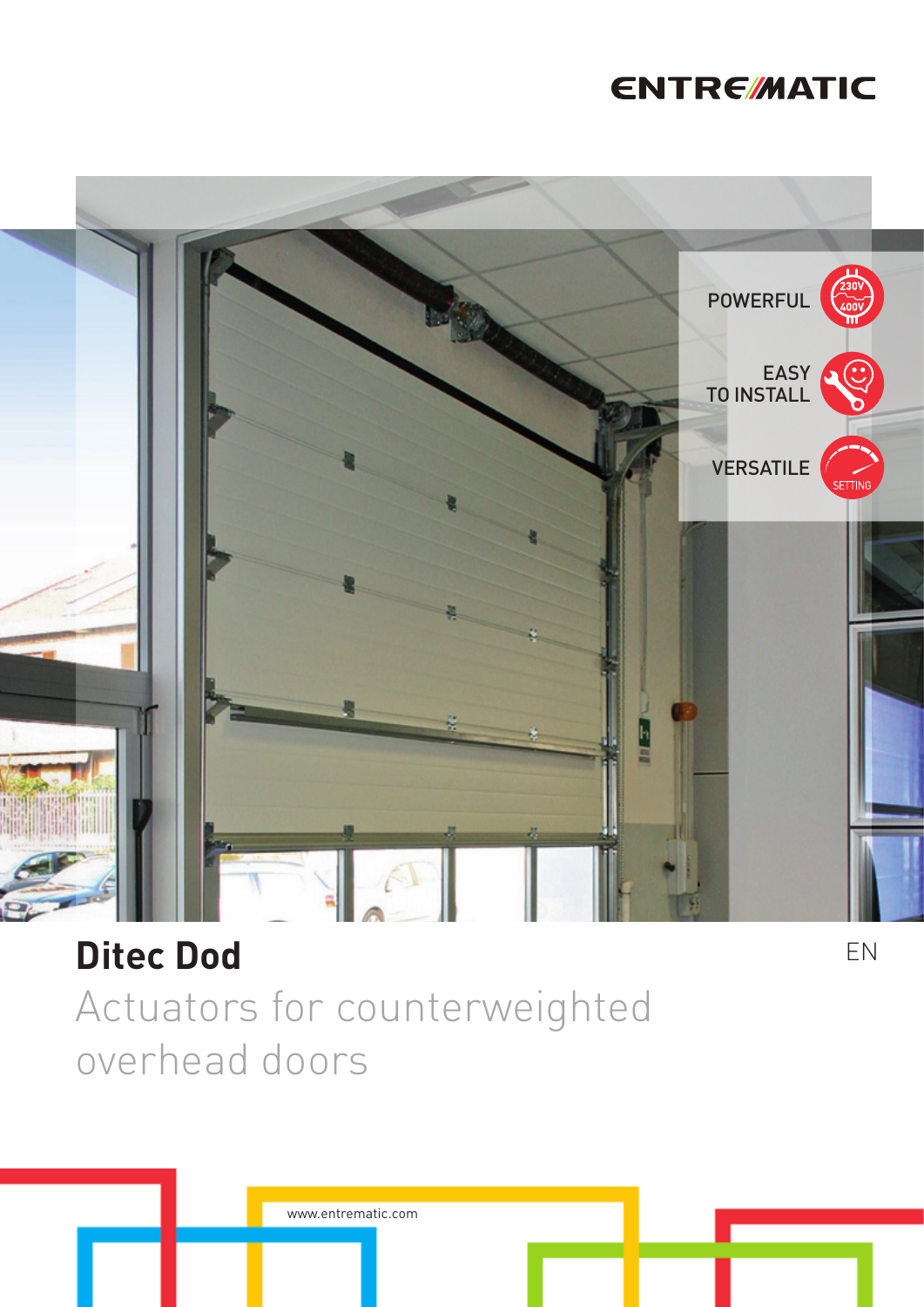ENTREMATIC

POWERFUL

EASY TO INSTALL

VERSATILE

# Ditec Dod

## Actuators for counterweighted overhead doors

EN

www.entrematic.com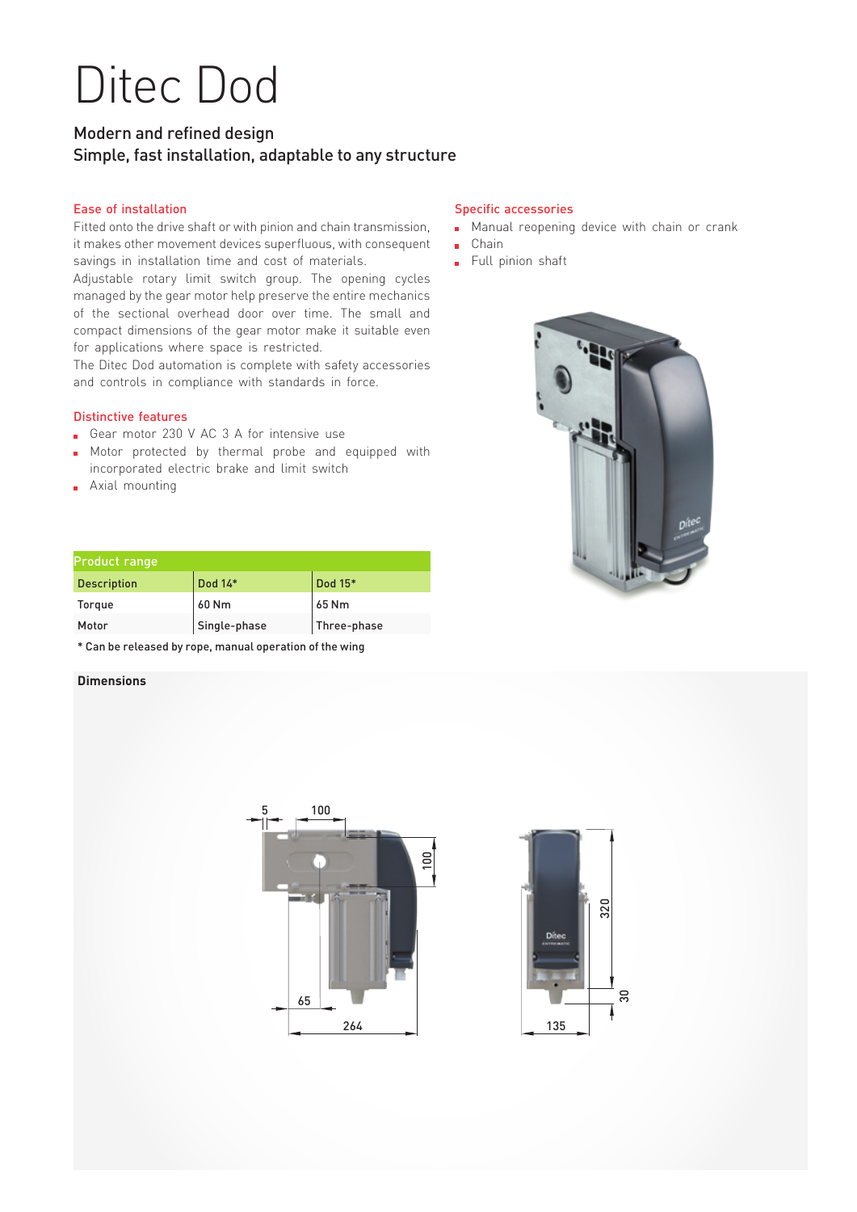# Ditec Dod

## Modern and refined design
## Simple, fast installation, adaptable to any structure

### Ease of installation

Fitted onto the drive shaft or with pinion and chain transmission, it makes other movement devices superfluous, with consequent savings in installation time and cost of materials.
Adjustable rotary limit switch group. The opening cycles managed by the gear motor help preserve the entire mechanics of the sectional overhead door over time. The small and compact dimensions of the gear motor make it suitable even for applications where space is restricted.
The Ditec Dod automation is complete with safety accessories and controls in compliance with standards in force.

### Distinctive features

- Gear motor 230 V AC 3 A for intensive use
- Motor protected by thermal probe and equipped with incorporated electric brake and limit switch
- Axial mounting

### Specific accessories

- Manual reopening device with chain or crank
- Chain
- Full pinion shaft

| Product range | | |
|---|---|---|
| Description | Dod 14* | Dod 15* |
| Torque | 60 Nm | 65 Nm |
| Motor | Single-phase | Three-phase |

\* Can be released by rope, manual operation of the wing

### Dimensions

5, 100, 100, 65, 264, 320, 30, 135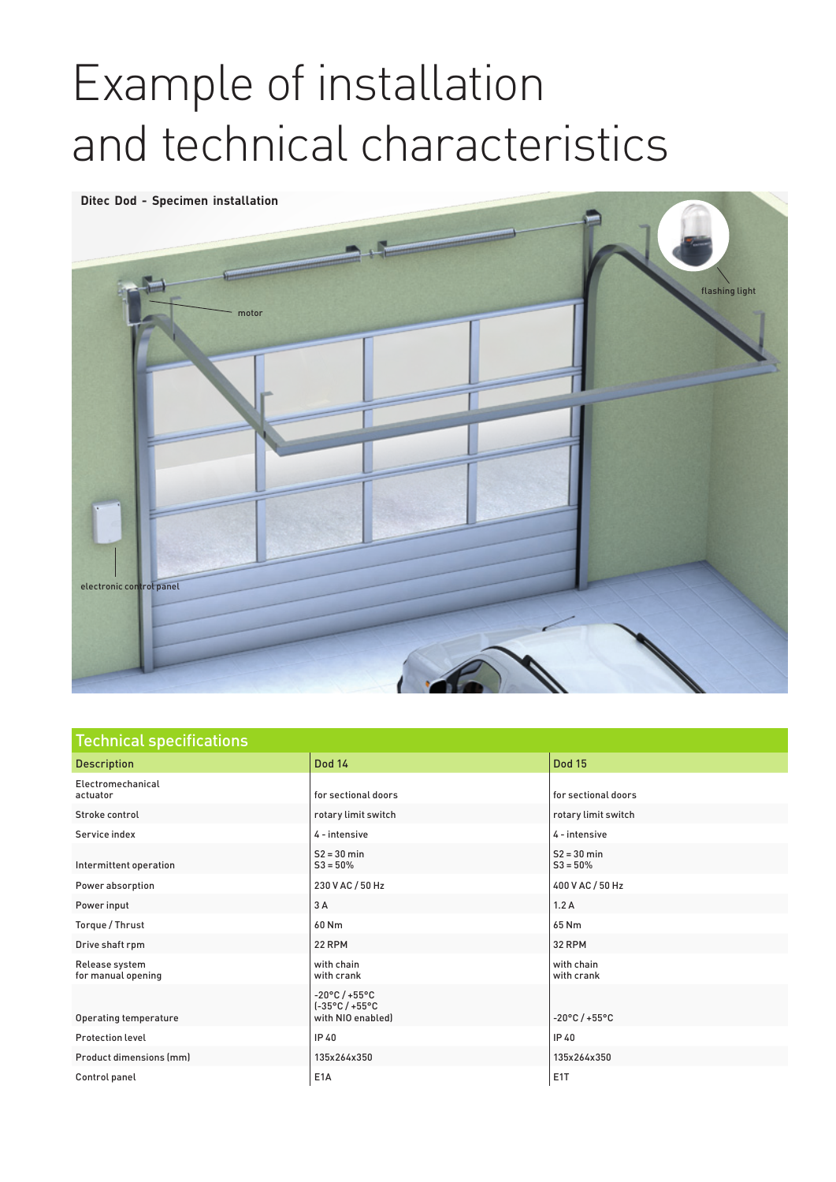# Example of installation and technical characteristics

**Ditec Dod - Specimen installation**

motor

flashing light

electronic control panel

## Technical specifications

| Description | Dod 14 | Dod 15 |
|---|---|---|
| Electromechanical actuator | for sectional doors | for sectional doors |
| Stroke control | rotary limit switch | rotary limit switch |
| Service index | 4 - intensive | 4 - intensive |
| Intermittent operation | S2 = 30 min<br>S3 = 50% | S2 = 30 min<br>S3 = 50% |
| Power absorption | 230 V AC / 50 Hz | 400 V AC / 50 Hz |
| Power input | 3 A | 1.2 A |
| Torque / Thrust | 60 Nm | 65 Nm |
| Drive shaft rpm | 22 RPM | 32 RPM |
| Release system for manual opening | with chain<br>with crank | with chain<br>with crank |
| Operating temperature | -20°C / +55°C<br>(-35°C / +55°C with NIO enabled) | -20°C / +55°C |
| Protection level | IP 40 | IP 40 |
| Product dimensions (mm) | 135x264x350 | 135x264x350 |
| Control panel | E1A | E1T |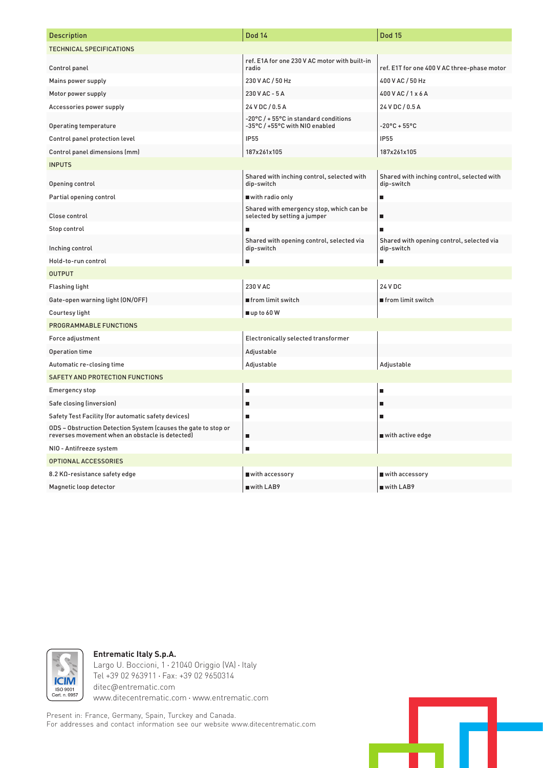| Description | Dod 14 | Dod 15 |
|---|---|---|
| TECHNICAL SPECIFICATIONS | | |
| Control panel | ref. E1A for one 230 V AC motor with built-in radio | ref. E1T for one 400 V AC three-phase motor |
| Mains power supply | 230 V AC / 50 Hz | 400 V AC / 50 Hz |
| Motor power supply | 230 V AC - 5 A | 400 V AC / 1 x 6 A |
| Accessories power supply | 24 V DC / 0.5 A | 24 V DC / 0.5 A |
| Operating temperature | -20°C / + 55°C in standard conditions<br>-35°C / +55°C with NIO enabled | -20°C + 55°C |
| Control panel protection level | IP55 | IP55 |
| Control panel dimensions (mm) | 187x261x105 | 187x261x105 |
| INPUTS | | |
| Opening control | Shared with inching control, selected with dip-switch | Shared with inching control, selected with dip-switch |
| Partial opening control | ■ with radio only | ■ |
| Close control | Shared with emergency stop, which can be selected by setting a jumper | ■ |
| Stop control | ■ | ■ |
| Inching control | Shared with opening control, selected via dip-switch | Shared with opening control, selected via dip-switch |
| Hold-to-run control | ■ | ■ |
| OUTPUT | | |
| Flashing light | 230 V AC | 24 V DC |
| Gate-open warning light (ON/OFF) | ■ from limit switch | ■ from limit switch |
| Courtesy light | ■ up to 60 W | |
| PROGRAMMABLE FUNCTIONS | | |
| Force adjustment | Electronically selected transformer | |
| Operation time | Adjustable | |
| Automatic re-closing time | Adjustable | Adjustable |
| SAFETY AND PROTECTION FUNCTIONS | | |
| Emergency stop | ■ | ■ |
| Safe closing (inversion) | ■ | ■ |
| Safety Test Facility (for automatic safety devices) | ■ | ■ |
| ODS – Obstruction Detection System (causes the gate to stop or reverses movement when an obstacle is detected) | ■ | ■ with active edge |
| NIO - Antifreeze system | ■ | |
| OPTIONAL ACCESSORIES | | |
| 8.2 KΩ-resistance safety edge | ■ with accessory | ■ with accessory |
| Magnetic loop detector | ■ with LAB9 | ■ with LAB9 |

ICIM ISO 9001 Cert. n. 0957

**Entrematic Italy S.p.A.**
Largo U. Boccioni, 1 · 21040 Origgio (VA) · Italy
Tel +39 02 963911 · Fax: +39 02 9650314
ditec@entrematic.com
www.ditecentrematic.com · www.entrematic.com

Present in: France, Germany, Spain, Turckey and Canada.
For addresses and contact information see our website www.ditecentrematic.com